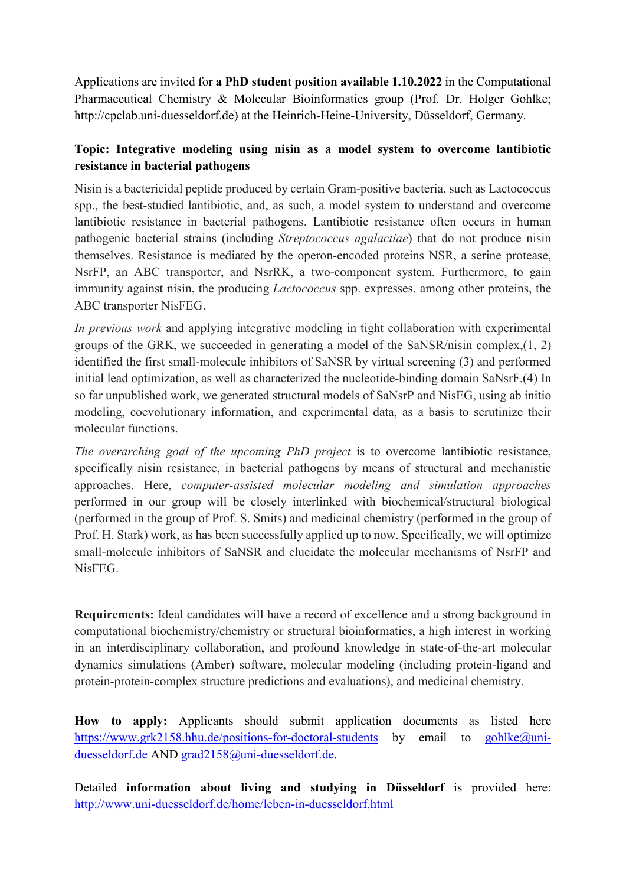Applications are invited for **a PhD student position available 1.10.2022** in the Computational Pharmaceutical Chemistry & Molecular Bioinformatics group (Prof. Dr. Holger Gohlke; http://cpclab.uni-duesseldorf.de) at the Heinrich-Heine-University, Düsseldorf, Germany.

**Topic: Integrative modeling using nisin as a model system to overcome lantibiotic resistance in bacterial pathogens**

Nisin is a bactericidal peptide produced by certain Gram-positive bacteria, such as Lactococcus spp., the best-studied lantibiotic, and, as such, a model system to understand and overcome lantibiotic resistance in bacterial pathogens. Lantibiotic resistance often occurs in human pathogenic bacterial strains (including *Streptococcus agalactiae*) that do not produce nisin themselves. Resistance is mediated by the operon-encoded proteins NSR, a serine protease, NsrFP, an ABC transporter, and NsrRK, a two-component system. Furthermore, to gain immunity against nisin, the producing *Lactococcus* spp. expresses, among other proteins, the ABC transporter NisFEG.

*In previous work* and applying integrative modeling in tight collaboration with experimental groups of the GRK, we succeeded in generating a model of the SaNSR/nisin complex,(1, 2) identified the first small-molecule inhibitors of SaNSR by virtual screening (3) and performed initial lead optimization, as well as characterized the nucleotide-binding domain SaNsrF.(4) In so far unpublished work, we generated structural models of SaNsrP and NisEG, using ab initio modeling, coevolutionary information, and experimental data, as a basis to scrutinize their molecular functions.

*The overarching goal of the upcoming PhD project* is to overcome lantibiotic resistance, specifically nisin resistance, in bacterial pathogens by means of structural and mechanistic approaches. Here, *computer-assisted molecular modeling and simulation approaches* performed in our group will be closely interlinked with biochemical/structural biological (performed in the group of Prof. S. Smits) and medicinal chemistry (performed in the group of Prof. H. Stark) work, as has been successfully applied up to now. Specifically, we will optimize small-molecule inhibitors of SaNSR and elucidate the molecular mechanisms of NsrFP and NisFEG.

**Requirements:** Ideal candidates will have a record of excellence and a strong background in computational biochemistry/chemistry or structural bioinformatics, a high interest in working in an interdisciplinary collaboration, and profound knowledge in state-of-the-art molecular dynamics simulations (Amber) software, molecular modeling (including protein-ligand and protein-protein-complex structure predictions and evaluations), and medicinal chemistry.

**How to apply:** Applicants should submit application documents as listed here https://www.grk2158.hhu.de/positions-for-doctoral-students by email to gohlke@uni-duesseldorf.de AND grad2158@uni-duesseldorf.de.

Detailed **information about living and studying in Düsseldorf** is provided here: http://www.uni-duesseldorf.de/home/leben-in-duesseldorf.html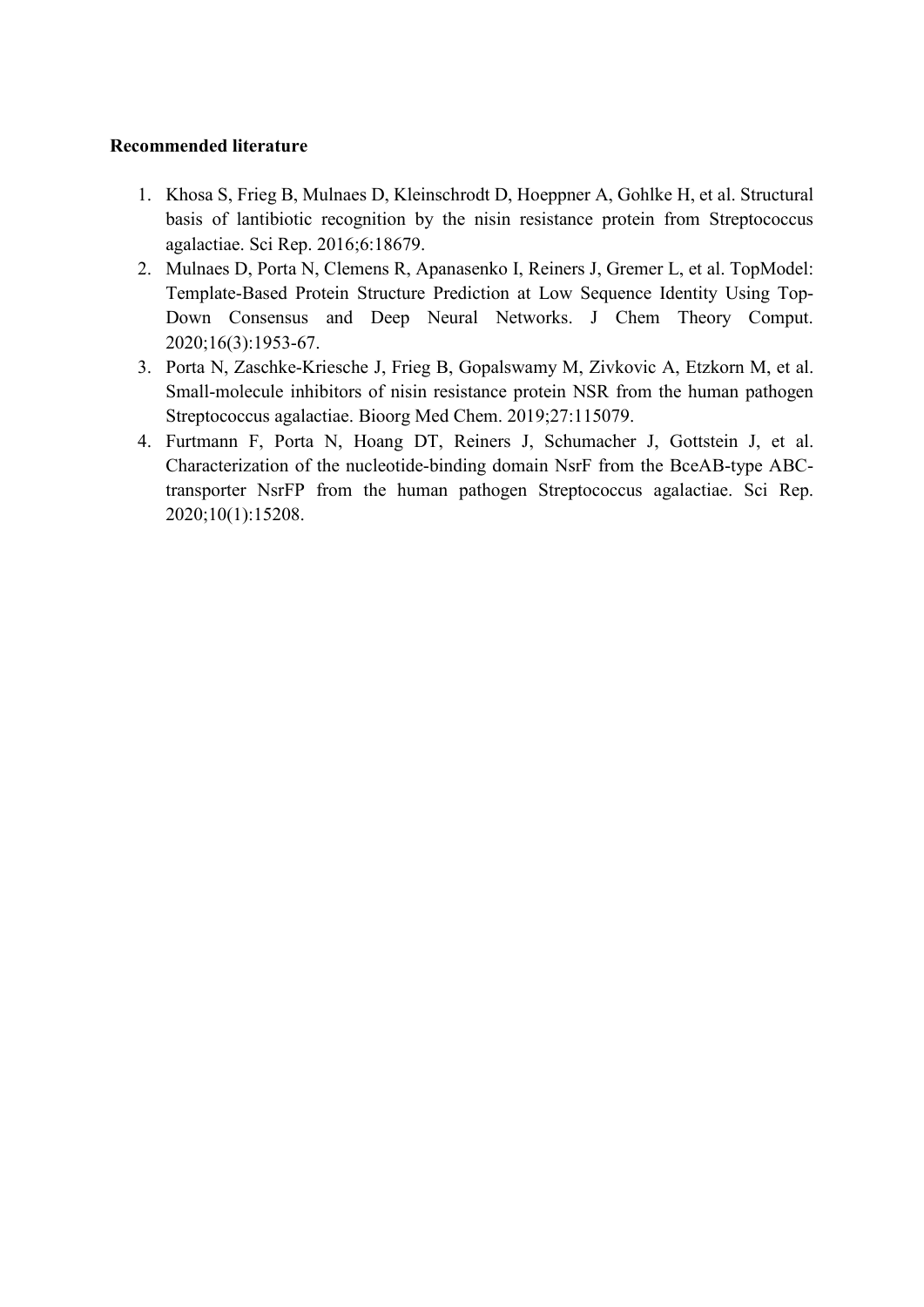**Recommended literature**

1. Khosa S, Frieg B, Mulnaes D, Kleinschrodt D, Hoeppner A, Gohlke H, et al. Structural basis of lantibiotic recognition by the nisin resistance protein from Streptococcus agalactiae. Sci Rep. 2016;6:18679.
2. Mulnaes D, Porta N, Clemens R, Apanasenko I, Reiners J, Gremer L, et al. TopModel: Template-Based Protein Structure Prediction at Low Sequence Identity Using Top-Down Consensus and Deep Neural Networks. J Chem Theory Comput. 2020;16(3):1953-67.
3. Porta N, Zaschke-Kriesche J, Frieg B, Gopalswamy M, Zivkovic A, Etzkorn M, et al. Small-molecule inhibitors of nisin resistance protein NSR from the human pathogen Streptococcus agalactiae. Bioorg Med Chem. 2019;27:115079.
4. Furtmann F, Porta N, Hoang DT, Reiners J, Schumacher J, Gottstein J, et al. Characterization of the nucleotide-binding domain NsrF from the BceAB-type ABC-transporter NsrFP from the human pathogen Streptococcus agalactiae. Sci Rep. 2020;10(1):15208.